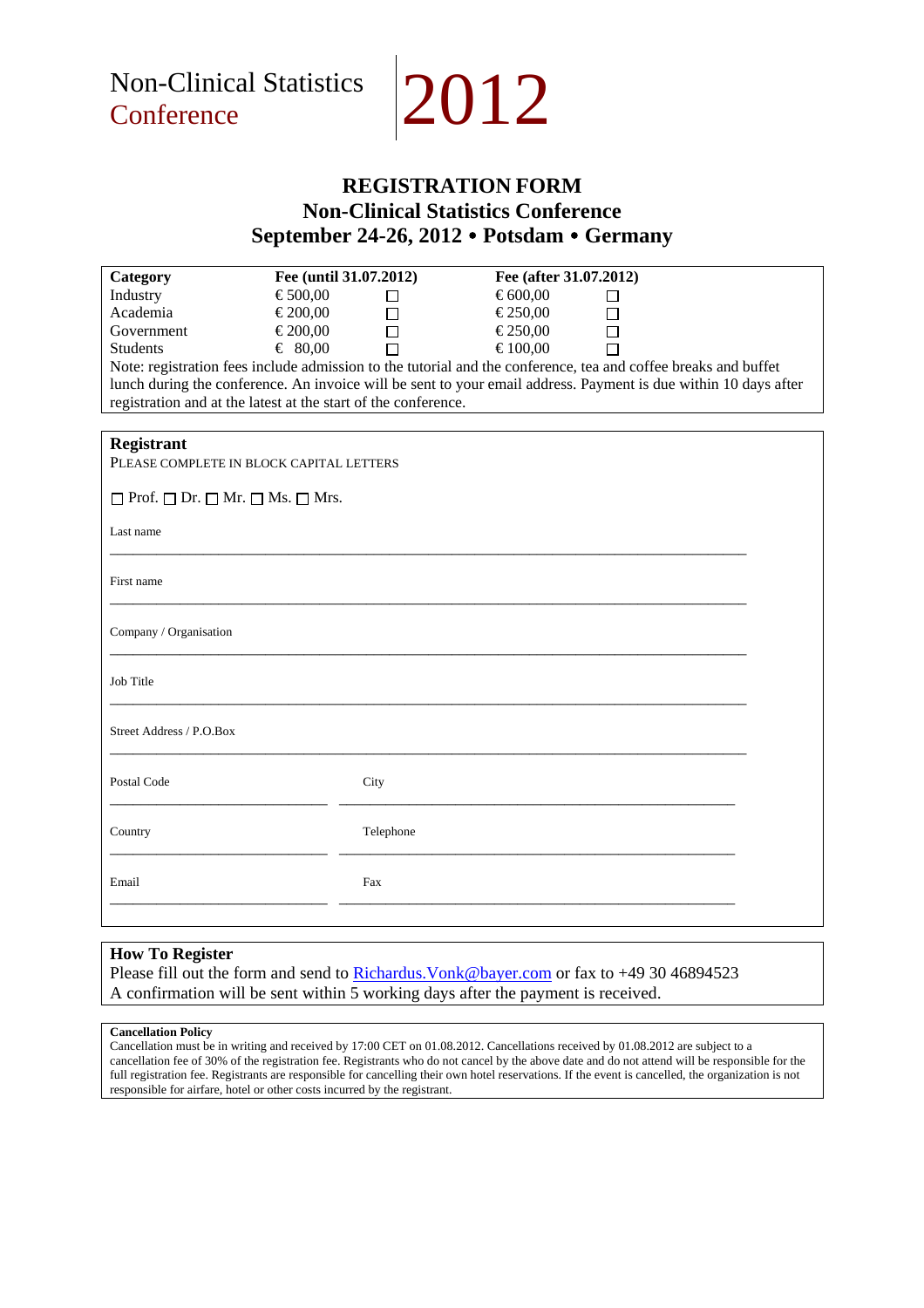# Non-Clinical Statistics Conference 2012

## REGISTRATION FORM
## Non-Clinical Statistics Conference
## September 24-26, 2012 • Potsdam • Germany

| **Category** | **Fee (until 31.07.2012)** | | **Fee (after 31.07.2012)** | |
|---|---|---|---|---|
| Industry | € 500,00 | ☐ | € 600,00 | ☐ |
| Academia | € 200,00 | ☐ | € 250,00 | ☐ |
| Government | € 200,00 | ☐ | € 250,00 | ☐ |
| Students | € 80,00 | ☐ | € 100,00 | ☐ |

Note: registration fees include admission to the tutorial and the conference, tea and coffee breaks and buffet lunch during the conference. An invoice will be sent to your email address. Payment is due within 10 days after registration and at the latest at the start of the conference.

### Registrant

PLEASE COMPLETE IN BLOCK CAPITAL LETTERS

☐ Prof. ☐ Dr. ☐ Mr. ☐ Ms. ☐ Mrs.

Last name

\_\_\_\_\_\_\_\_\_\_\_\_\_\_\_\_\_\_\_\_\_\_\_\_\_\_\_\_\_\_\_\_\_\_\_\_\_\_\_\_\_\_\_\_\_\_\_\_\_\_\_\_\_\_\_\_

First name

\_\_\_\_\_\_\_\_\_\_\_\_\_\_\_\_\_\_\_\_\_\_\_\_\_\_\_\_\_\_\_\_\_\_\_\_\_\_\_\_\_\_\_\_\_\_\_\_\_\_\_\_\_\_\_\_

Company / Organisation

\_\_\_\_\_\_\_\_\_\_\_\_\_\_\_\_\_\_\_\_\_\_\_\_\_\_\_\_\_\_\_\_\_\_\_\_\_\_\_\_\_\_\_\_\_\_\_\_\_\_\_\_\_\_\_\_

Job Title

\_\_\_\_\_\_\_\_\_\_\_\_\_\_\_\_\_\_\_\_\_\_\_\_\_\_\_\_\_\_\_\_\_\_\_\_\_\_\_\_\_\_\_\_\_\_\_\_\_\_\_\_\_\_\_\_

Street Address / P.O.Box

\_\_\_\_\_\_\_\_\_\_\_\_\_\_\_\_\_\_\_\_\_\_\_\_\_\_\_\_\_\_\_\_\_\_\_\_\_\_\_\_\_\_\_\_\_\_\_\_\_\_\_\_\_\_\_\_

| Postal Code | City |
|---|---|
| | |
| **Country** | **Telephone** |
| | |
| **Email** | **Fax** |
| | |

### How To Register

Please fill out the form and send to [Richardus.Vonk@bayer.com](mailto:Richardus.Vonk@bayer.com) or fax to +49 30 46894523

A confirmation will be sent within 5 working days after the payment is received.

**Cancellation Policy**

Cancellation must be in writing and received by 17:00 CET on 01.08.2012. Cancellations received by 01.08.2012 are subject to a cancellation fee of 30% of the registration fee. Registrants who do not cancel by the above date and do not attend will be responsible for the full registration fee. Registrants are responsible for cancelling their own hotel reservations. If the event is cancelled, the organization is not responsible for airfare, hotel or other costs incurred by the registrant.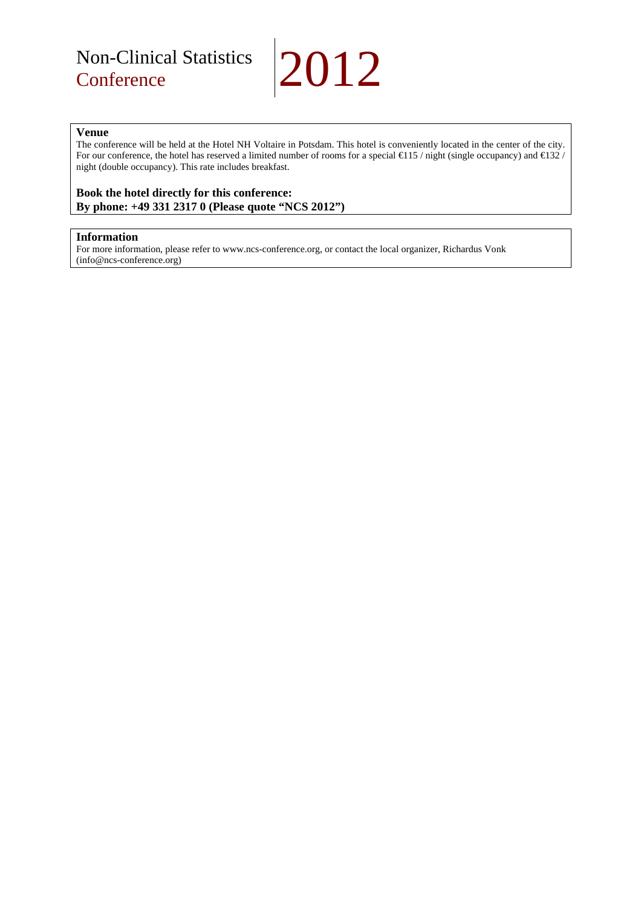# Non-Clinical Statistics Conference 2012

## Venue

The conference will be held at the Hotel NH Voltaire in Potsdam. This hotel is conveniently located in the center of the city. For our conference, the hotel has reserved a limited number of rooms for a special €115 / night (single occupancy) and €132 / night (double occupancy). This rate includes breakfast.

**Book the hotel directly for this conference:**
**By phone: +49 331 2317 0 (Please quote "NCS 2012")**

## Information

For more information, please refer to www.ncs-conference.org, or contact the local organizer, Richardus Vonk (info@ncs-conference.org)